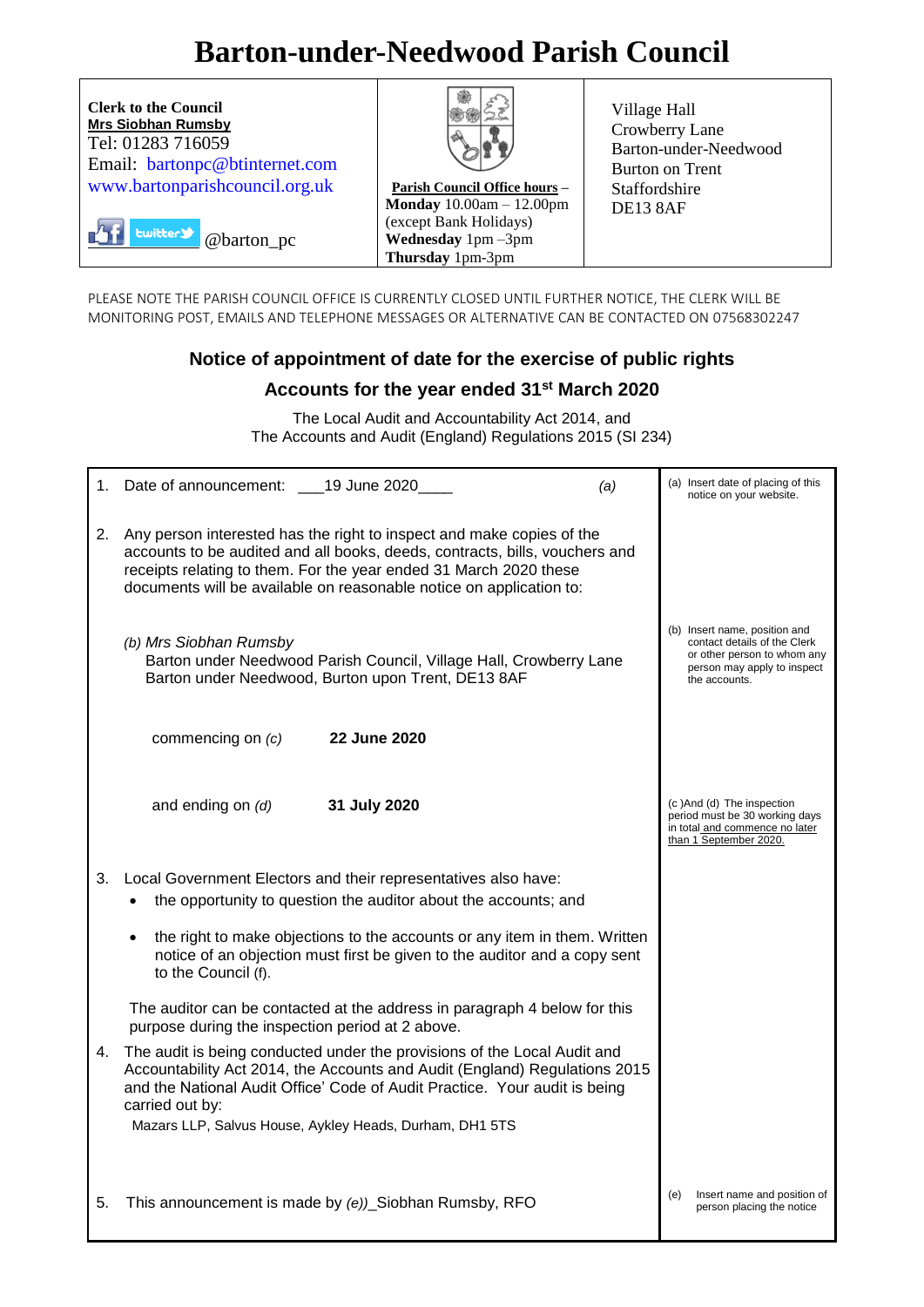# Barton-under-Needwood Parish Council

| **Clerk to the Council**<br>**Mrs Siobhan Rumsby**<br>Tel: 01283 716059<br>Email: bartonpc@btinternet.com<br>www.bartonparishcouncil.org.uk<br>@barton_pc | **Parish Council Office hours** –<br>**Monday** 10.00am – 12.00pm (except Bank Holidays)<br>**Wednesday** 1pm –3pm<br>**Thursday** 1pm-3pm | Village Hall<br>Crowberry Lane<br>Barton-under-Needwood<br>Burton on Trent<br>Staffordshire<br>DE13 8AF |
|---|---|---|

PLEASE NOTE THE PARISH COUNCIL OFFICE IS CURRENTLY CLOSED UNTIL FURTHER NOTICE, THE CLERK WILL BE MONITORING POST, EMAILS AND TELEPHONE MESSAGES OR ALTERNATIVE CAN BE CONTACTED ON 07568302247

## Notice of appointment of date for the exercise of public rights

## Accounts for the year ended 31st March 2020

The Local Audit and Accountability Act 2014, and
The Accounts and Audit (England) Regulations 2015 (SI 234)

| | |
|---|---|
| 1. Date of announcement: ___19 June 2020____ *(a)* | (a) Insert date of placing of this notice on your website. |
| 2. Any person interested has the right to inspect and make copies of the accounts to be audited and all books, deeds, contracts, bills, vouchers and receipts relating to them. For the year ended 31 March 2020 these documents will be available on reasonable notice on application to: | |
| *(b) Mrs Siobhan Rumsby*<br>Barton under Needwood Parish Council, Village Hall, Crowberry Lane Barton under Needwood, Burton upon Trent, DE13 8AF | (b) Insert name, position and contact details of the Clerk or other person to whom any person may apply to inspect the accounts. |
| commencing on *(c)* **22 June 2020** | |
| and ending on *(d)* **31 July 2020** | (c )And (d) The inspection period must be 30 working days in total and commence no later than 1 September 2020. |
| 3. Local Government Electors and their representatives also have:<br>• the opportunity to question the auditor about the accounts; and<br>• the right to make objections to the accounts or any item in them. Written notice of an objection must first be given to the auditor and a copy sent to the Council (f).<br><br>The auditor can be contacted at the address in paragraph 4 below for this purpose during the inspection period at 2 above. | |
| 4. The audit is being conducted under the provisions of the Local Audit and Accountability Act 2014, the Accounts and Audit (England) Regulations 2015 and the National Audit Office' Code of Audit Practice. Your audit is being carried out by:<br>Mazars LLP, Salvus House, Aykley Heads, Durham, DH1 5TS | |
| 5. This announcement is made by *(e))*_Siobhan Rumsby, RFO | (e) Insert name and position of person placing the notice |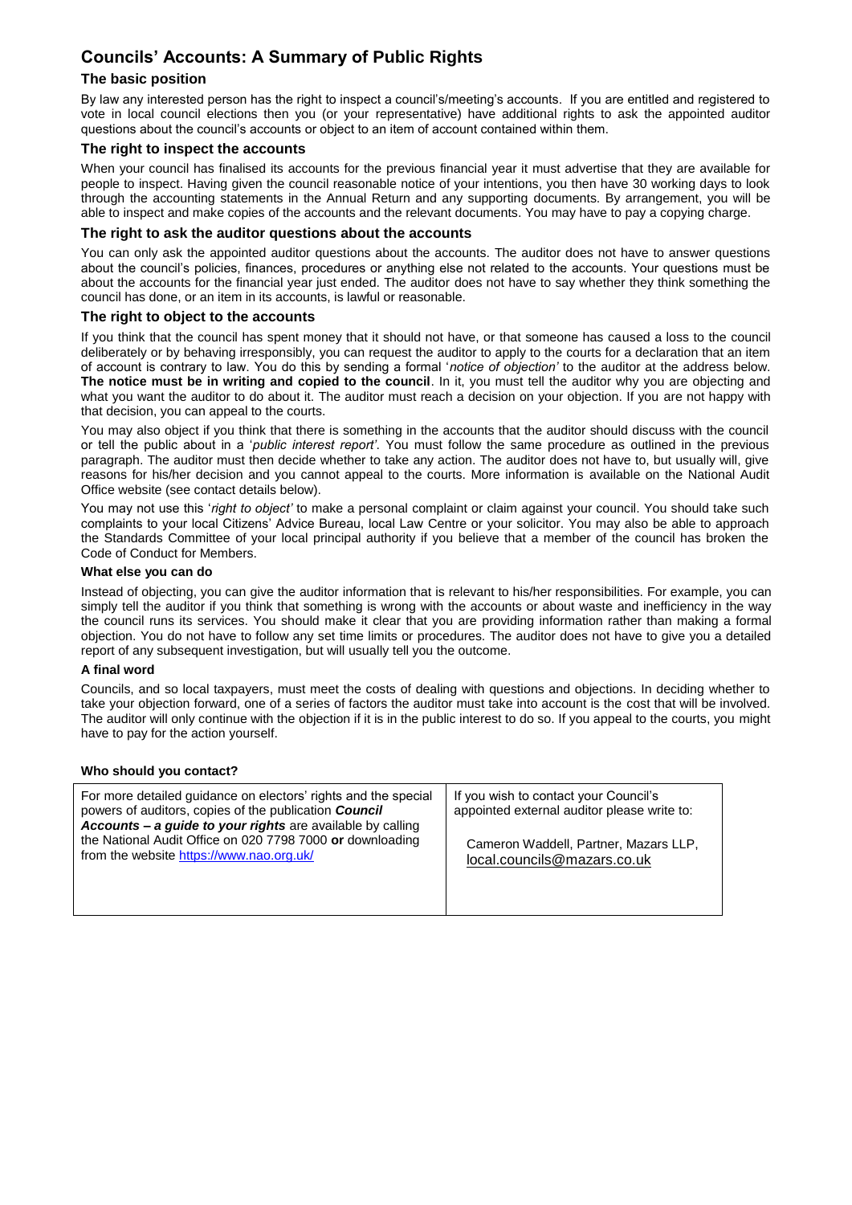# Councils' Accounts: A Summary of Public Rights

## The basic position

By law any interested person has the right to inspect a council's/meeting's accounts. If you are entitled and registered to vote in local council elections then you (or your representative) have additional rights to ask the appointed auditor questions about the council's accounts or object to an item of account contained within them.

## The right to inspect the accounts

When your council has finalised its accounts for the previous financial year it must advertise that they are available for people to inspect. Having given the council reasonable notice of your intentions, you then have 30 working days to look through the accounting statements in the Annual Return and any supporting documents. By arrangement, you will be able to inspect and make copies of the accounts and the relevant documents. You may have to pay a copying charge.

## The right to ask the auditor questions about the accounts

You can only ask the appointed auditor questions about the accounts. The auditor does not have to answer questions about the council's policies, finances, procedures or anything else not related to the accounts. Your questions must be about the accounts for the financial year just ended. The auditor does not have to say whether they think something the council has done, or an item in its accounts, is lawful or reasonable.

## The right to object to the accounts

If you think that the council has spent money that it should not have, or that someone has caused a loss to the council deliberately or by behaving irresponsibly, you can request the auditor to apply to the courts for a declaration that an item of account is contrary to law. You do this by sending a formal '*notice of objection*' to the auditor at the address below. **The notice must be in writing and copied to the council**. In it, you must tell the auditor why you are objecting and what you want the auditor to do about it. The auditor must reach a decision on your objection. If you are not happy with that decision, you can appeal to the courts.

You may also object if you think that there is something in the accounts that the auditor should discuss with the council or tell the public about in a '*public interest report*'. You must follow the same procedure as outlined in the previous paragraph. The auditor must then decide whether to take any action. The auditor does not have to, but usually will, give reasons for his/her decision and you cannot appeal to the courts. More information is available on the National Audit Office website (see contact details below).

You may not use this '*right to object*' to make a personal complaint or claim against your council. You should take such complaints to your local Citizens' Advice Bureau, local Law Centre or your solicitor. You may also be able to approach the Standards Committee of your local principal authority if you believe that a member of the council has broken the Code of Conduct for Members.

### What else you can do

Instead of objecting, you can give the auditor information that is relevant to his/her responsibilities. For example, you can simply tell the auditor if you think that something is wrong with the accounts or about waste and inefficiency in the way the council runs its services. You should make it clear that you are providing information rather than making a formal objection. You do not have to follow any set time limits or procedures. The auditor does not have to give you a detailed report of any subsequent investigation, but will usually tell you the outcome.

### A final word

Councils, and so local taxpayers, must meet the costs of dealing with questions and objections. In deciding whether to take your objection forward, one of a series of factors the auditor must take into account is the cost that will be involved. The auditor will only continue with the objection if it is in the public interest to do so. If you appeal to the courts, you might have to pay for the action yourself.

### Who should you contact?

| | |
|---|---|
| For more detailed guidance on electors' rights and the special powers of auditors, copies of the publication ***Council Accounts – a guide to your rights*** are available by calling the National Audit Office on 020 7798 7000 **or** downloading from the website https://www.nao.org.uk/ | If you wish to contact your Council's appointed external auditor please write to: Cameron Waddell, Partner, Mazars LLP, local.councils@mazars.co.uk |